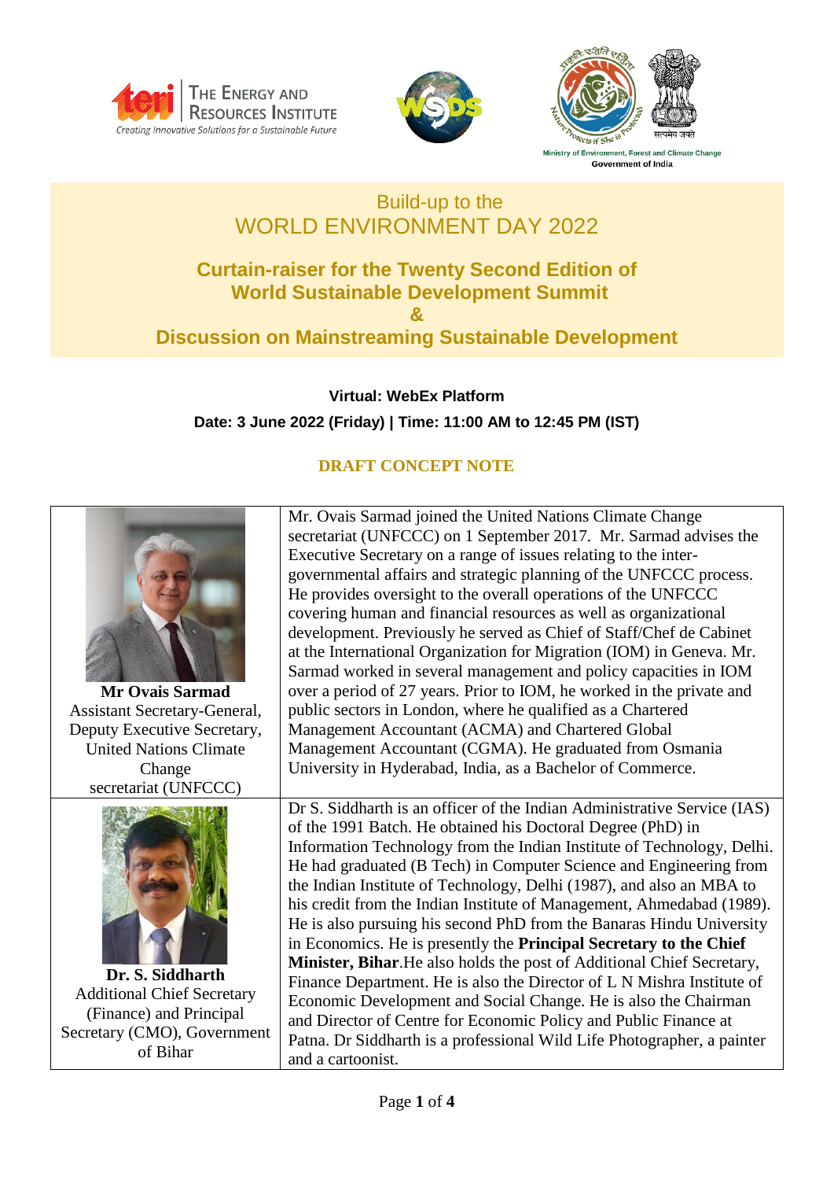The Energy and Resources Institute
*Creating Innovative Solutions for a Sustainable Future*

Ministry of Environment, Forest and Climate Change
Government of India

Build-up to the
# WORLD ENVIRONMENT DAY 2022

## Curtain-raiser for the Twenty Second Edition of World Sustainable Development Summit
## &
## Discussion on Mainstreaming Sustainable Development

**Virtual: WebEx Platform**

**Date: 3 June 2022 (Friday) | Time: 11:00 AM to 12:45 PM (IST)**

### DRAFT CONCEPT NOTE

| | |
|---|---|
| **Mr Ovais Sarmad**<br>Assistant Secretary-General, Deputy Executive Secretary, United Nations Climate Change secretariat (UNFCCC) | Mr. Ovais Sarmad joined the United Nations Climate Change secretariat (UNFCCC) on 1 September 2017. Mr. Sarmad advises the Executive Secretary on a range of issues relating to the inter-governmental affairs and strategic planning of the UNFCCC process. He provides oversight to the overall operations of the UNFCCC covering human and financial resources as well as organizational development. Previously he served as Chief of Staff/Chef de Cabinet at the International Organization for Migration (IOM) in Geneva. Mr. Sarmad worked in several management and policy capacities in IOM over a period of 27 years. Prior to IOM, he worked in the private and public sectors in London, where he qualified as a Chartered Management Accountant (ACMA) and Chartered Global Management Accountant (CGMA). He graduated from Osmania University in Hyderabad, India, as a Bachelor of Commerce. |
| **Dr. S. Siddharth**<br>Additional Chief Secretary (Finance) and Principal Secretary (CMO), Government of Bihar | Dr S. Siddharth is an officer of the Indian Administrative Service (IAS) of the 1991 Batch. He obtained his Doctoral Degree (PhD) in Information Technology from the Indian Institute of Technology, Delhi. He had graduated (B Tech) in Computer Science and Engineering from the Indian Institute of Technology, Delhi (1987), and also an MBA to his credit from the Indian Institute of Management, Ahmedabad (1989). He is also pursuing his second PhD from the Banaras Hindu University in Economics. He is presently the **Principal Secretary to the Chief Minister, Bihar**.He also holds the post of Additional Chief Secretary, Finance Department. He is also the Director of L N Mishra Institute of Economic Development and Social Change. He is also the Chairman and Director of Centre for Economic Policy and Public Finance at Patna. Dr Siddharth is a professional Wild Life Photographer, a painter and a cartoonist. |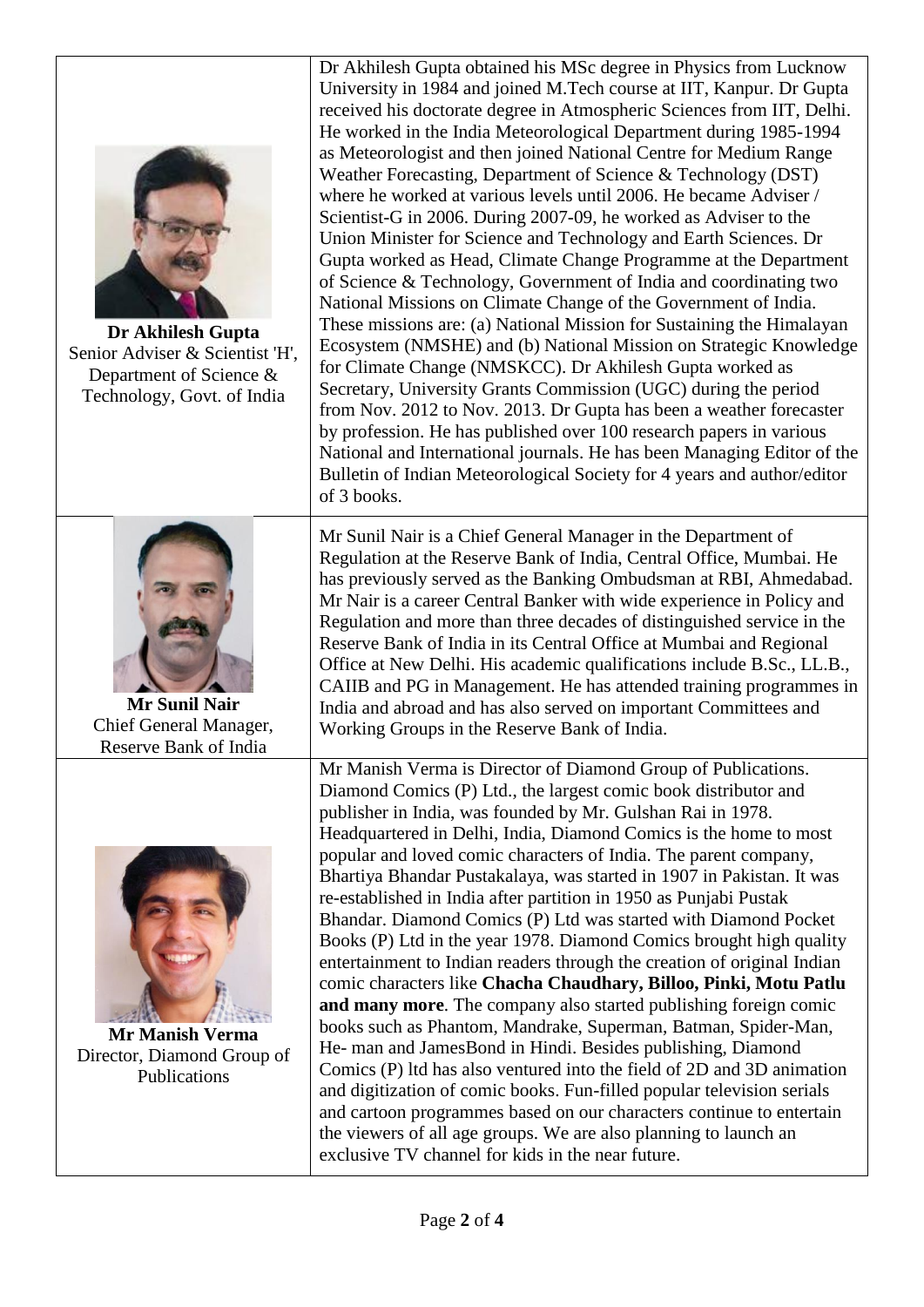| | |
|---|---|
| **Dr Akhilesh Gupta**<br>Senior Adviser & Scientist 'H', Department of Science & Technology, Govt. of India | Dr Akhilesh Gupta obtained his MSc degree in Physics from Lucknow University in 1984 and joined M.Tech course at IIT, Kanpur. Dr Gupta received his doctorate degree in Atmospheric Sciences from IIT, Delhi. He worked in the India Meteorological Department during 1985-1994 as Meteorologist and then joined National Centre for Medium Range Weather Forecasting, Department of Science & Technology (DST) where he worked at various levels until 2006. He became Adviser / Scientist-G in 2006. During 2007-09, he worked as Adviser to the Union Minister for Science and Technology and Earth Sciences. Dr Gupta worked as Head, Climate Change Programme at the Department of Science & Technology, Government of India and coordinating two National Missions on Climate Change of the Government of India. These missions are: (a) National Mission for Sustaining the Himalayan Ecosystem (NMSHE) and (b) National Mission on Strategic Knowledge for Climate Change (NMSKCC). Dr Akhilesh Gupta worked as Secretary, University Grants Commission (UGC) during the period from Nov. 2012 to Nov. 2013. Dr Gupta has been a weather forecaster by profession. He has published over 100 research papers in various National and International journals. He has been Managing Editor of the Bulletin of Indian Meteorological Society for 4 years and author/editor of 3 books. |
| **Mr Sunil Nair**<br>Chief General Manager, Reserve Bank of India | Mr Sunil Nair is a Chief General Manager in the Department of Regulation at the Reserve Bank of India, Central Office, Mumbai. He has previously served as the Banking Ombudsman at RBI, Ahmedabad. Mr Nair is a career Central Banker with wide experience in Policy and Regulation and more than three decades of distinguished service in the Reserve Bank of India in its Central Office at Mumbai and Regional Office at New Delhi. His academic qualifications include B.Sc., LL.B., CAIIB and PG in Management. He has attended training programmes in India and abroad and has also served on important Committees and Working Groups in the Reserve Bank of India. |
| **Mr Manish Verma**<br>Director, Diamond Group of Publications | Mr Manish Verma is Director of Diamond Group of Publications. Diamond Comics (P) Ltd., the largest comic book distributor and publisher in India, was founded by Mr. Gulshan Rai in 1978. Headquartered in Delhi, India, Diamond Comics is the home to most popular and loved comic characters of India. The parent company, Bhartiya Bhandar Pustakalaya, was started in 1907 in Pakistan. It was re-established in India after partition in 1950 as Punjabi Pustak Bhandar. Diamond Comics (P) Ltd was started with Diamond Pocket Books (P) Ltd in the year 1978. Diamond Comics brought high quality entertainment to Indian readers through the creation of original Indian comic characters like **Chacha Chaudhary, Billoo, Pinki, Motu Patlu and many more**. The company also started publishing foreign comic books such as Phantom, Mandrake, Superman, Batman, Spider-Man, He- man and JamesBond in Hindi. Besides publishing, Diamond Comics (P) ltd has also ventured into the field of 2D and 3D animation and digitization of comic books. Fun-filled popular television serials and cartoon programmes based on our characters continue to entertain the viewers of all age groups. We are also planning to launch an exclusive TV channel for kids in the near future. |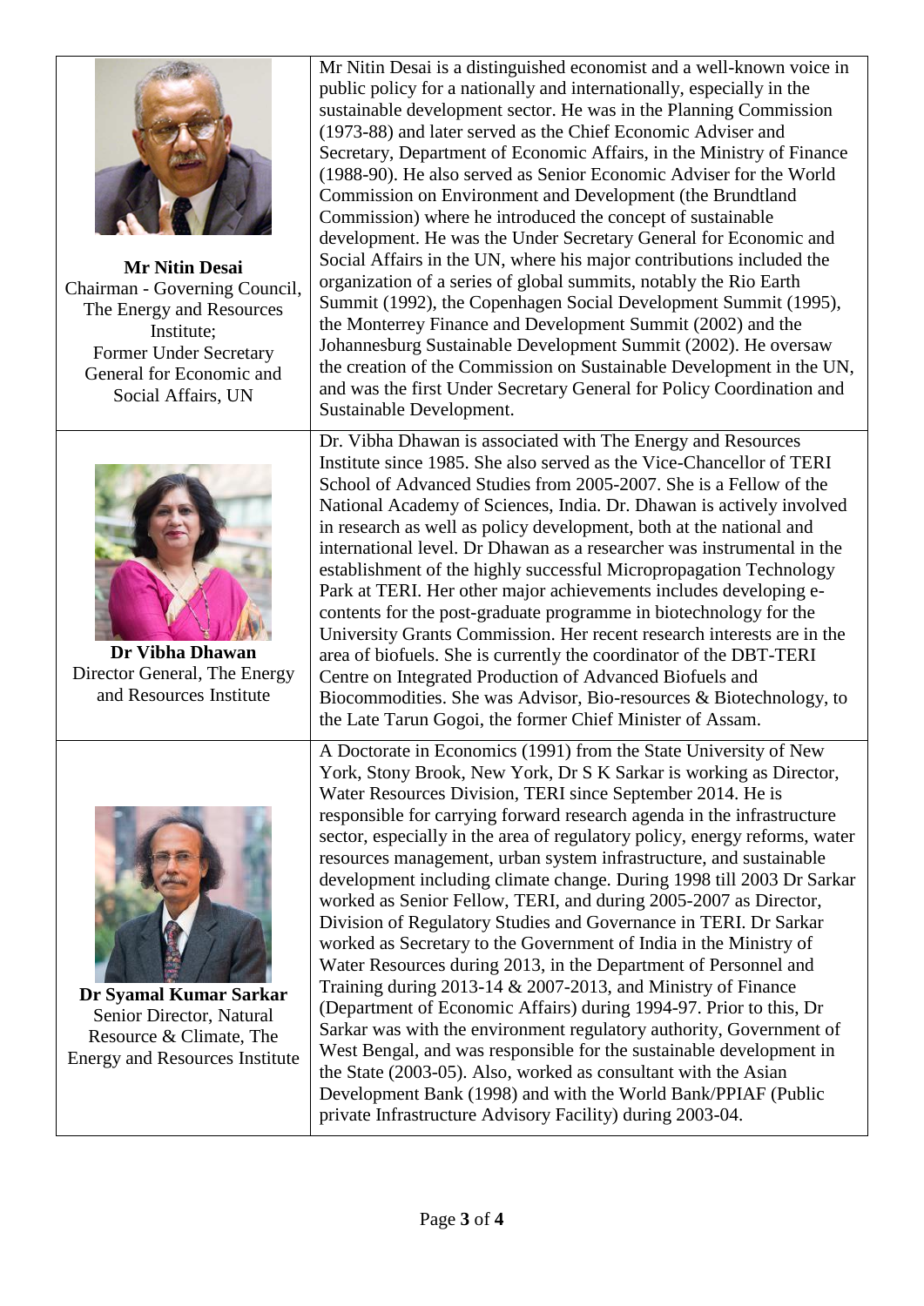| | |
|---|---|
| **Mr Nitin Desai**<br>Chairman - Governing Council, The Energy and Resources Institute;<br>Former Under Secretary General for Economic and Social Affairs, UN | Mr Nitin Desai is a distinguished economist and a well-known voice in public policy for a nationally and internationally, especially in the sustainable development sector. He was in the Planning Commission (1973-88) and later served as the Chief Economic Adviser and Secretary, Department of Economic Affairs, in the Ministry of Finance (1988-90). He also served as Senior Economic Adviser for the World Commission on Environment and Development (the Brundtland Commission) where he introduced the concept of sustainable development. He was the Under Secretary General for Economic and Social Affairs in the UN, where his major contributions included the organization of a series of global summits, notably the Rio Earth Summit (1992), the Copenhagen Social Development Summit (1995), the Monterrey Finance and Development Summit (2002) and the Johannesburg Sustainable Development Summit (2002). He oversaw the creation of the Commission on Sustainable Development in the UN, and was the first Under Secretary General for Policy Coordination and Sustainable Development. |
| **Dr Vibha Dhawan**<br>Director General, The Energy and Resources Institute | Dr. Vibha Dhawan is associated with The Energy and Resources Institute since 1985. She also served as the Vice-Chancellor of TERI School of Advanced Studies from 2005-2007. She is a Fellow of the National Academy of Sciences, India. Dr. Dhawan is actively involved in research as well as policy development, both at the national and international level. Dr Dhawan as a researcher was instrumental in the establishment of the highly successful Micropropagation Technology Park at TERI. Her other major achievements includes developing e-contents for the post-graduate programme in biotechnology for the University Grants Commission. Her recent research interests are in the area of biofuels. She is currently the coordinator of the DBT-TERI Centre on Integrated Production of Advanced Biofuels and Biocommodities. She was Advisor, Bio-resources & Biotechnology, to the Late Tarun Gogoi, the former Chief Minister of Assam. |
| **Dr Syamal Kumar Sarkar**<br>Senior Director, Natural Resource & Climate, The Energy and Resources Institute | A Doctorate in Economics (1991) from the State University of New York, Stony Brook, New York, Dr S K Sarkar is working as Director, Water Resources Division, TERI since September 2014. He is responsible for carrying forward research agenda in the infrastructure sector, especially in the area of regulatory policy, energy reforms, water resources management, urban system infrastructure, and sustainable development including climate change. During 1998 till 2003 Dr Sarkar worked as Senior Fellow, TERI, and during 2005-2007 as Director, Division of Regulatory Studies and Governance in TERI. Dr Sarkar worked as Secretary to the Government of India in the Ministry of Water Resources during 2013, in the Department of Personnel and Training during 2013-14 & 2007-2013, and Ministry of Finance (Department of Economic Affairs) during 1994-97. Prior to this, Dr Sarkar was with the environment regulatory authority, Government of West Bengal, and was responsible for the sustainable development in the State (2003-05). Also, worked as consultant with the Asian Development Bank (1998) and with the World Bank/PPIAF (Public private Infrastructure Advisory Facility) during 2003-04. |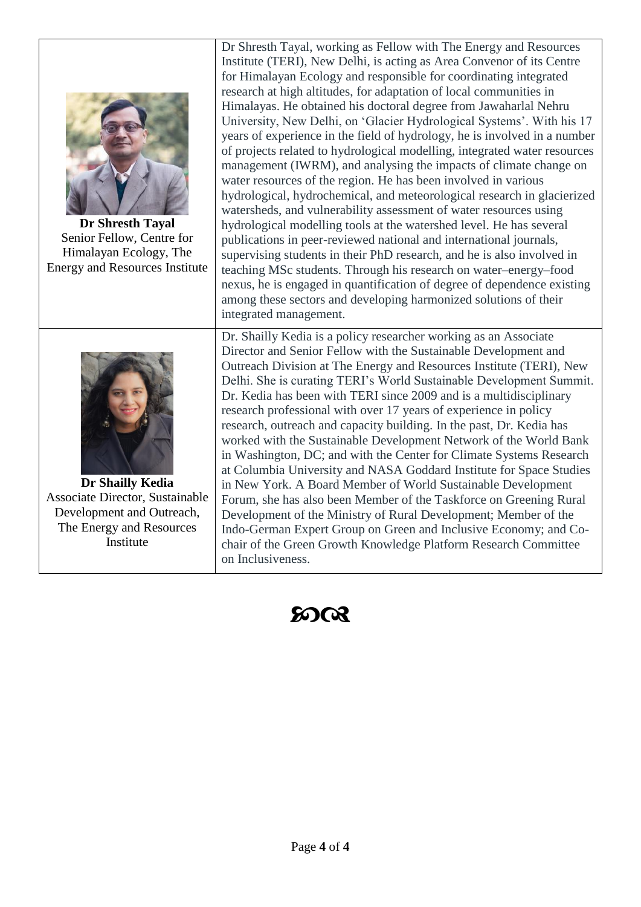| | |
|---|---|
| **Dr Shresth Tayal**<br>Senior Fellow, Centre for Himalayan Ecology, The Energy and Resources Institute | Dr Shresth Tayal, working as Fellow with The Energy and Resources Institute (TERI), New Delhi, is acting as Area Convenor of its Centre for Himalayan Ecology and responsible for coordinating integrated research at high altitudes, for adaptation of local communities in Himalayas. He obtained his doctoral degree from Jawaharlal Nehru University, New Delhi, on 'Glacier Hydrological Systems'. With his 17 years of experience in the field of hydrology, he is involved in a number of projects related to hydrological modelling, integrated water resources management (IWRM), and analysing the impacts of climate change on water resources of the region. He has been involved in various hydrological, hydrochemical, and meteorological research in glacierized watersheds, and vulnerability assessment of water resources using hydrological modelling tools at the watershed level. He has several publications in peer-reviewed national and international journals, supervising students in their PhD research, and he is also involved in teaching MSc students. Through his research on water–energy–food nexus, he is engaged in quantification of degree of dependence existing among these sectors and developing harmonized solutions of their integrated management. |
| **Dr Shailly Kedia**<br>Associate Director, Sustainable Development and Outreach, The Energy and Resources Institute | Dr. Shailly Kedia is a policy researcher working as an Associate Director and Senior Fellow with the Sustainable Development and Outreach Division at The Energy and Resources Institute (TERI), New Delhi. She is curating TERI's World Sustainable Development Summit. Dr. Kedia has been with TERI since 2009 and is a multidisciplinary research professional with over 17 years of experience in policy research, outreach and capacity building. In the past, Dr. Kedia has worked with the Sustainable Development Network of the World Bank in Washington, DC; and with the Center for Climate Systems Research at Columbia University and NASA Goddard Institute for Space Studies in New York. A Board Member of World Sustainable Development Forum, she has also been Member of the Taskforce on Greening Rural Development of the Ministry of Rural Development; Member of the Indo-German Expert Group on Green and Inclusive Economy; and Co-chair of the Green Growth Knowledge Platform Research Committee on Inclusiveness. |

ꕤ